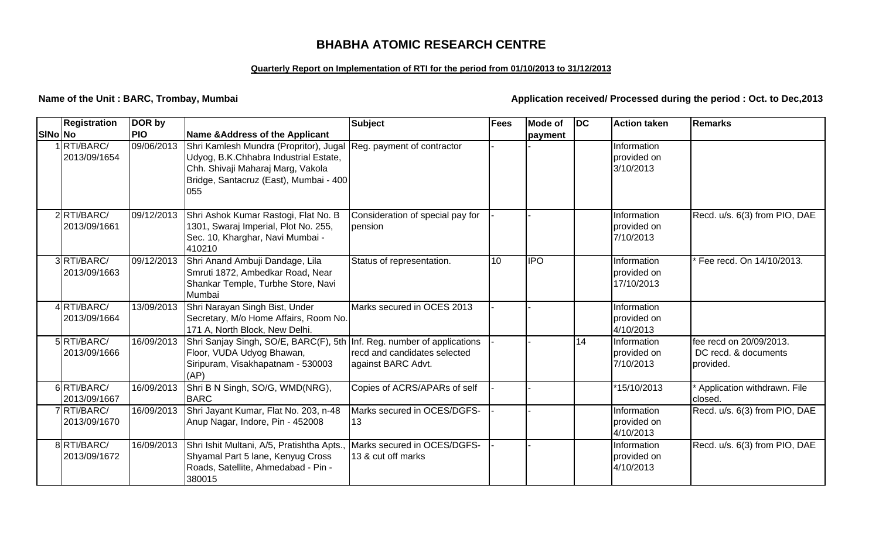# BHABHA ATOMIC RESEARCH CENTRE

**Quarterly Report on Implementation of RTI for the period from 01/10/2013 to 31/12/2013**

**Name of the Unit : BARC, Trombay, Mumbai**

**Application received/ Processed during the period : Oct. to Dec,2013**

| SlNo | Registration No | DOR by PIO | Name &Address of the Applicant | Subject | Fees | Mode of payment | DC | Action taken | Remarks |
|---|---|---|---|---|---|---|---|---|---|
| 1 | RTI/BARC/ 2013/09/1654 | 09/06/2013 | Shri Kamlesh Mundra (Propritor), Jugal Udyog, B.K.Chhabra Industrial Estate, Chh. Shivaji Maharaj Marg, Vakola Bridge, Santacruz (East), Mumbai - 400 055 | Reg. payment of contractor | - | - | | Information provided on 3/10/2013 | |
| 2 | RTI/BARC/ 2013/09/1661 | 09/12/2013 | Shri Ashok Kumar Rastogi, Flat No. B 1301, Swaraj Imperial, Plot No. 255, Sec. 10, Kharghar, Navi Mumbai - 410210 | Consideration of special pay for pension | - | - | | Information provided on 7/10/2013 | Recd. u/s. 6(3) from PIO, DAE |
| 3 | RTI/BARC/ 2013/09/1663 | 09/12/2013 | Shri Anand Ambuji Dandage, Lila Smruti 1872, Ambedkar Road, Near Shankar Temple, Turbhe Store, Navi Mumbai | Status of representation. | 10 | IPO | | Information provided on 17/10/2013 | * Fee recd. On 14/10/2013. |
| 4 | RTI/BARC/ 2013/09/1664 | 13/09/2013 | Shri Narayan Singh Bist, Under Secretary, M/o Home Affairs, Room No. 171 A, North Block, New Delhi. | Marks secured in OCES 2013 | - | - | | Information provided on 4/10/2013 | |
| 5 | RTI/BARC/ 2013/09/1666 | 16/09/2013 | Shri Sanjay Singh, SO/E, BARC(F), 5th Floor, VUDA Udyog Bhawan, Siripuram, Visakhapatnam - 530003 (AP) | Inf. Reg. number of applications recd and candidates selected against BARC Advt. | - | - | 14 | Information provided on 7/10/2013 | fee recd on 20/09/2013. DC recd. & documents provided. |
| 6 | RTI/BARC/ 2013/09/1667 | 16/09/2013 | Shri B N Singh, SO/G, WMD(NRG), BARC | Copies of ACRS/APARs of self | - | - | | *15/10/2013 | * Application withdrawn. File closed. |
| 7 | RTI/BARC/ 2013/09/1670 | 16/09/2013 | Shri Jayant Kumar, Flat No. 203, n-48 Anup Nagar, Indore, Pin - 452008 | Marks secured in OCES/DGFS-13 | - | - | | Information provided on 4/10/2013 | Recd. u/s. 6(3) from PIO, DAE |
| 8 | RTI/BARC/ 2013/09/1672 | 16/09/2013 | Shri Ishit Multani, A/5, Pratishtha Apts., Shyamal Part 5 lane, Kenyug Cross Roads, Satellite, Ahmedabad - Pin - 380015 | Marks secured in OCES/DGFS-13 & cut off marks | - | - | | Information provided on 4/10/2013 | Recd. u/s. 6(3) from PIO, DAE |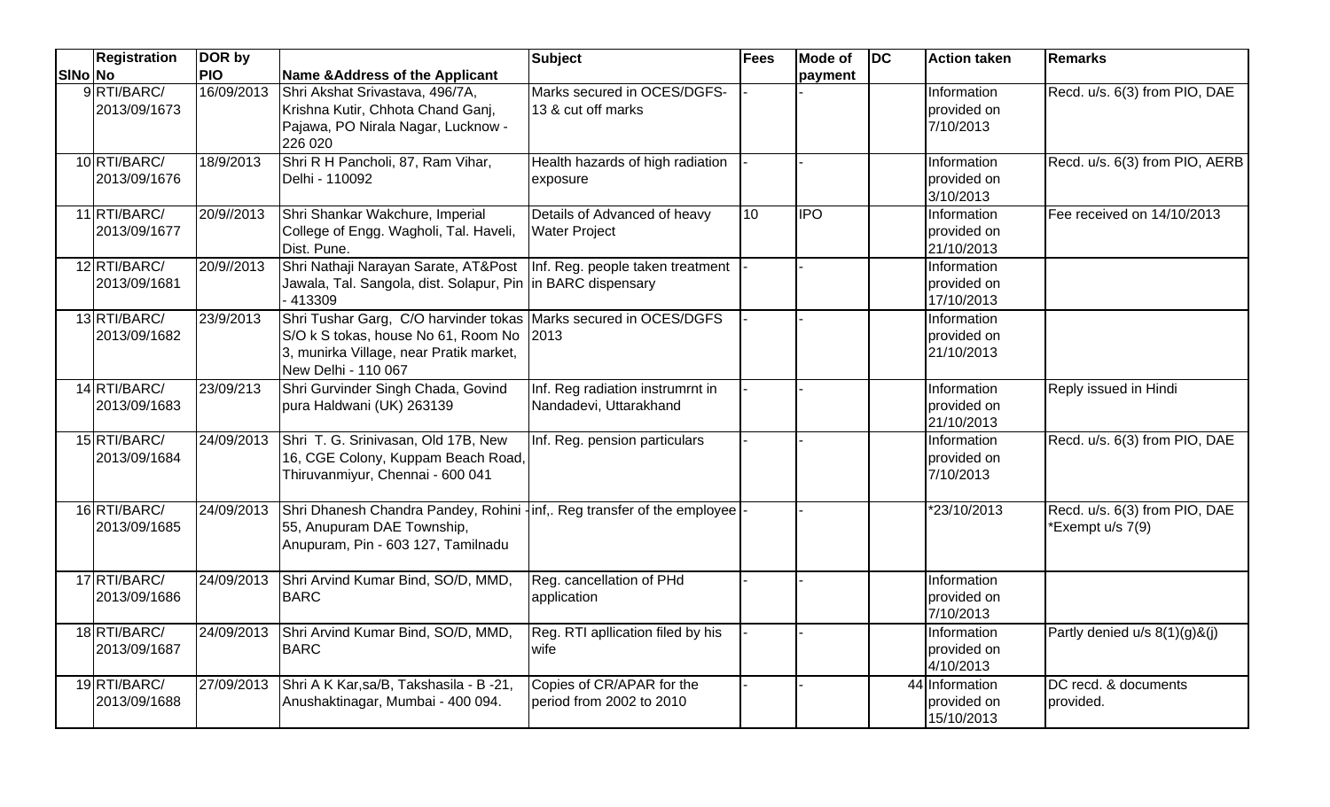| SlNo | Registration No | DOR by PIO | Name &Address of the Applicant | Subject | Fees | Mode of payment | DC | Action taken | Remarks |
|---|---|---|---|---|---|---|---|---|---|
| 9 | RTI/BARC/ 2013/09/1673 | 16/09/2013 | Shri Akshat Srivastava, 496/7A, Krishna Kutir, Chhota Chand Ganj, Pajawa, PO Nirala Nagar, Lucknow - 226 020 | Marks secured in OCES/DGFS-13 & cut off marks | - | - | | Information provided on 7/10/2013 | Recd. u/s. 6(3) from PIO, DAE |
| 10 | RTI/BARC/ 2013/09/1676 | 18/9/2013 | Shri R H Pancholi, 87, Ram Vihar, Delhi - 110092 | Health hazards of high radiation exposure | - | - | | Information provided on 3/10/2013 | Recd. u/s. 6(3) from PIO, AERB |
| 11 | RTI/BARC/ 2013/09/1677 | 20/9//2013 | Shri Shankar Wakchure, Imperial College of Engg. Wagholi, Tal. Haveli, Dist. Pune. | Details of Advanced of heavy Water Project | 10 | IPO | | Information provided on 21/10/2013 | Fee received on 14/10/2013 |
| 12 | RTI/BARC/ 2013/09/1681 | 20/9//2013 | Shri Nathaji Narayan Sarate, AT&Post Jawala, Tal. Sangola, dist. Solapur, Pin - 413309 | Inf. Reg. people taken treatment in BARC dispensary | - | - | | Information provided on 17/10/2013 | |
| 13 | RTI/BARC/ 2013/09/1682 | 23/9/2013 | Shri Tushar Garg, C/O harvinder tokas S/O k S tokas, house No 61, Room No 3, munirka Village, near Pratik market, New Delhi - 110 067 | Marks secured in OCES/DGFS 2013 | - | - | | Information provided on 21/10/2013 | |
| 14 | RTI/BARC/ 2013/09/1683 | 23/09/213 | Shri Gurvinder Singh Chada, Govind pura Haldwani (UK) 263139 | Inf. Reg radiation instrumrnt in Nandadevi, Uttarakhand | - | - | | Information provided on 21/10/2013 | Reply issued in Hindi |
| 15 | RTI/BARC/ 2013/09/1684 | 24/09/2013 | Shri T. G. Srinivasan, Old 17B, New 16, CGE Colony, Kuppam Beach Road, Thiruvanmiyur, Chennai - 600 041 | Inf. Reg. pension particulars | - | - | | Information provided on 7/10/2013 | Recd. u/s. 6(3) from PIO, DAE |
| 16 | RTI/BARC/ 2013/09/1685 | 24/09/2013 | Shri Dhanesh Chandra Pandey, Rohini 55, Anupuram DAE Township, Anupuram, Pin - 603 127, Tamilnadu | inf,. Reg transfer of the employee | - | - | | *23/10/2013 | Recd. u/s. 6(3) from PIO, DAE *Exempt u/s 7(9) |
| 17 | RTI/BARC/ 2013/09/1686 | 24/09/2013 | Shri Arvind Kumar Bind, SO/D, MMD, BARC | Reg. cancellation of PHd application | - | - | | Information provided on 7/10/2013 | |
| 18 | RTI/BARC/ 2013/09/1687 | 24/09/2013 | Shri Arvind Kumar Bind, SO/D, MMD, BARC | Reg. RTI apllication filed by his wife | - | - | | Information provided on 4/10/2013 | Partly denied u/s 8(1)(g)&(j) |
| 19 | RTI/BARC/ 2013/09/1688 | 27/09/2013 | Shri A K Kar,sa/B, Takshasila - B -21, Anushaktinagar, Mumbai - 400 094. | Copies of CR/APAR for the period from 2002 to 2010 | - | - | 44 | Information provided on 15/10/2013 | DC recd. & documents provided. |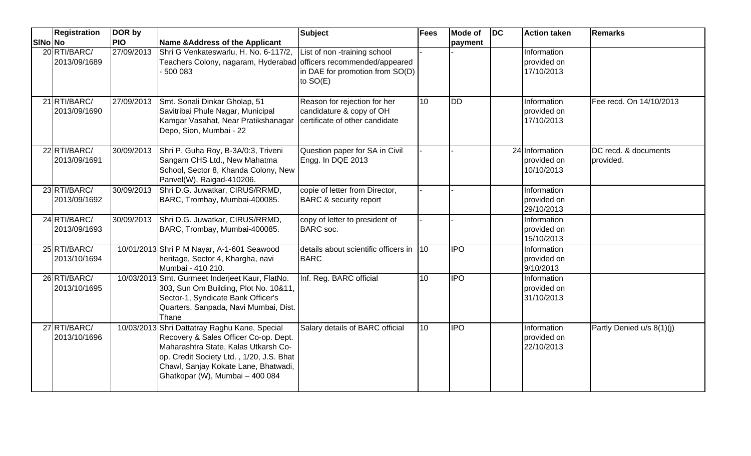| SlNo | Registration No | DOR by PIO | Name &Address of the Applicant | Subject | Fees | Mode of payment | DC | Action taken | Remarks |
|---|---|---|---|---|---|---|---|---|---|
| 20 | RTI/BARC/ 2013/09/1689 | 27/09/2013 | Shri G Venkateswarlu, H. No. 6-117/2, Teachers Colony, nagaram, Hyderabad - 500 083 | List of non -training school officers recommended/appeared in DAE for promotion from SO(D) to SO(E) | - | - | | Information provided on 17/10/2013 | |
| 21 | RTI/BARC/ 2013/09/1690 | 27/09/2013 | Smt. Sonali Dinkar Gholap, 51 Savitribai Phule Nagar, Municipal Kamgar Vasahat, Near Pratikshanagar Depo, Sion, Mumbai - 22 | Reason for rejection for her candidature & copy of OH certificate of other candidate | 10 | DD | | Information provided on 17/10/2013 | Fee recd. On 14/10/2013 |
| 22 | RTI/BARC/ 2013/09/1691 | 30/09/2013 | Shri P. Guha Roy, B-3A/0:3, Triveni Sangam CHS Ltd., New Mahatma School, Sector 8, Khanda Colony, New Panvel(W), Raigad-410206. | Question paper for SA in Civil Engg. In DQE 2013 | - | - | 24 | Information provided on 10/10/2013 | DC recd. & documents provided. |
| 23 | RTI/BARC/ 2013/09/1692 | 30/09/2013 | Shri D.G. Juwatkar, CIRUS/RRMD, BARC, Trombay, Mumbai-400085. | copie of letter from Director, BARC & security report | - | - | | Information provided on 29/10/2013 | |
| 24 | RTI/BARC/ 2013/09/1693 | 30/09/2013 | Shri D.G. Juwatkar, CIRUS/RRMD, BARC, Trombay, Mumbai-400085. | copy of letter to president of BARC soc. | - | - | | Information provided on 15/10/2013 | |
| 25 | RTI/BARC/ 2013/10/1694 | 10/01/2013 | Shri P M Nayar, A-1-601 Seawood heritage, Sector 4, Khargha, navi Mumbai - 410 210. | details about scientific officers in BARC | 10 | IPO | | Information provided on 9/10/2013 | |
| 26 | RTI/BARC/ 2013/10/1695 | 10/03/2013 | Smt. Gurmeet Inderjeet Kaur, FlatNo. 303, Sun Om Building, Plot No. 10&11, Sector-1, Syndicate Bank Officer's Quarters, Sanpada, Navi Mumbai, Dist. Thane | Inf. Reg. BARC official | 10 | IPO | | Information provided on 31/10/2013 | |
| 27 | RTI/BARC/ 2013/10/1696 | 10/03/2013 | Shri Dattatray Raghu Kane, Special Recovery & Sales Officer Co-op. Dept. Maharashtra State, Kalas Utkarsh Co-op. Credit Society Ltd. , 1/20, J.S. Bhat Chawl, Sanjay Kokate Lane, Bhatwadi, Ghatkopar (W), Mumbai – 400 084 | Salary details of BARC official | 10 | IPO | | Information provided on 22/10/2013 | Partly Denied u/s 8(1)(j) |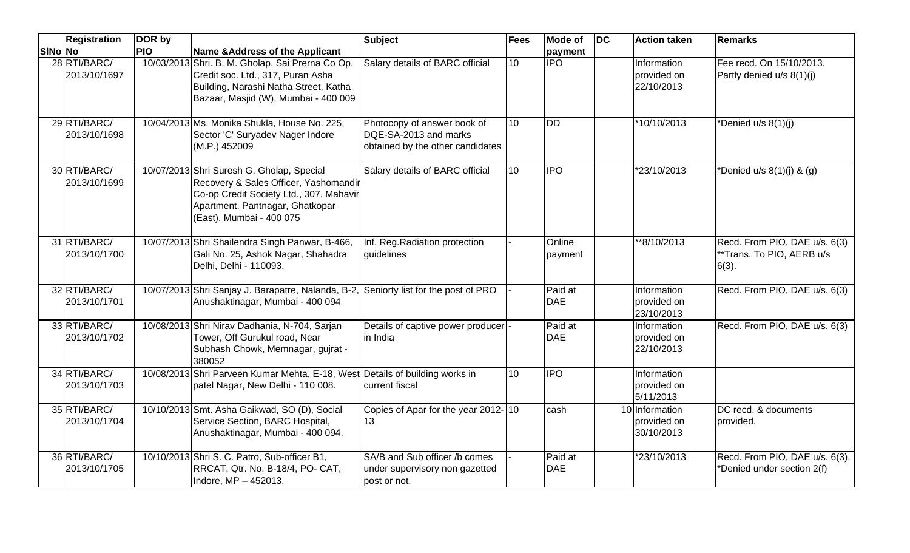| SlNo | Registration No | DOR by PIO | Name &Address of the Applicant | Subject | Fees | Mode of payment | DC | Action taken | Remarks |
|---|---|---|---|---|---|---|---|---|---|
| 28 | RTI/BARC/ 2013/10/1697 | 10/03/2013 | Shri. B. M. Gholap, Sai Prerna Co Op. Credit soc. Ltd., 317, Puran Asha Building, Narashi Natha Street, Katha Bazaar, Masjid (W), Mumbai - 400 009 | Salary details of BARC official | 10 | IPO | | Information provided on 22/10/2013 | Fee recd. On 15/10/2013. Partly denied u/s 8(1)(j) |
| 29 | RTI/BARC/ 2013/10/1698 | 10/04/2013 | Ms. Monika Shukla, House No. 225, Sector 'C' Suryadev Nager Indore (M.P.) 452009 | Photocopy of answer book of DQE-SA-2013 and marks obtained by the other candidates | 10 | DD | | *10/10/2013 | *Denied u/s 8(1)(j) |
| 30 | RTI/BARC/ 2013/10/1699 | 10/07/2013 | Shri Suresh G. Gholap, Special Recovery & Sales Officer, Yashomandir Co-op Credit Society Ltd., 307, Mahavir Apartment, Pantnagar, Ghatkopar (East), Mumbai - 400 075 | Salary details of BARC official | 10 | IPO | | *23/10/2013 | *Denied u/s 8(1)(j) & (g) |
| 31 | RTI/BARC/ 2013/10/1700 | 10/07/2013 | Shri Shailendra Singh Panwar, B-466, Gali No. 25, Ashok Nagar, Shahadra Delhi, Delhi - 110093. | Inf. Reg.Radiation protection guidelines | - | Online payment | | **8/10/2013 | Recd. From PIO, DAE u/s. 6(3) **Trans. To PIO, AERB u/s 6(3). |
| 32 | RTI/BARC/ 2013/10/1701 | 10/07/2013 | Shri Sanjay J. Barapatre, Nalanda, B-2, Anushaktinagar, Mumbai - 400 094 | Seniorty list for the post of PRO | - | Paid at DAE | | Information provided on 23/10/2013 | Recd. From PIO, DAE u/s. 6(3) |
| 33 | RTI/BARC/ 2013/10/1702 | 10/08/2013 | Shri Nirav Dadhania, N-704, Sarjan Tower, Off Gurukul road, Near Subhash Chowk, Memnagar, gujrat - 380052 | Details of captive power producer in India | - | Paid at DAE | | Information provided on 22/10/2013 | Recd. From PIO, DAE u/s. 6(3) |
| 34 | RTI/BARC/ 2013/10/1703 | 10/08/2013 | Shri Parveen Kumar Mehta, E-18, West patel Nagar, New Delhi - 110 008. | Details of building works in current fiscal | 10 | IPO | | Information provided on 5/11/2013 | |
| 35 | RTI/BARC/ 2013/10/1704 | 10/10/2013 | Smt. Asha Gaikwad, SO (D), Social Service Section, BARC Hospital, Anushaktinagar, Mumbai - 400 094. | Copies of Apar for the year 2012-13 | 10 | cash | 10 | Information provided on 30/10/2013 | DC recd. & documents provided. |
| 36 | RTI/BARC/ 2013/10/1705 | 10/10/2013 | Shri S. C. Patro, Sub-officer B1, RRCAT, Qtr. No. B-18/4, PO- CAT, Indore, MP – 452013. | SA/B and Sub officer /b comes under supervisory non gazetted post or not. | - | Paid at DAE | | *23/10/2013 | Recd. From PIO, DAE u/s. 6(3). *Denied under section 2(f) |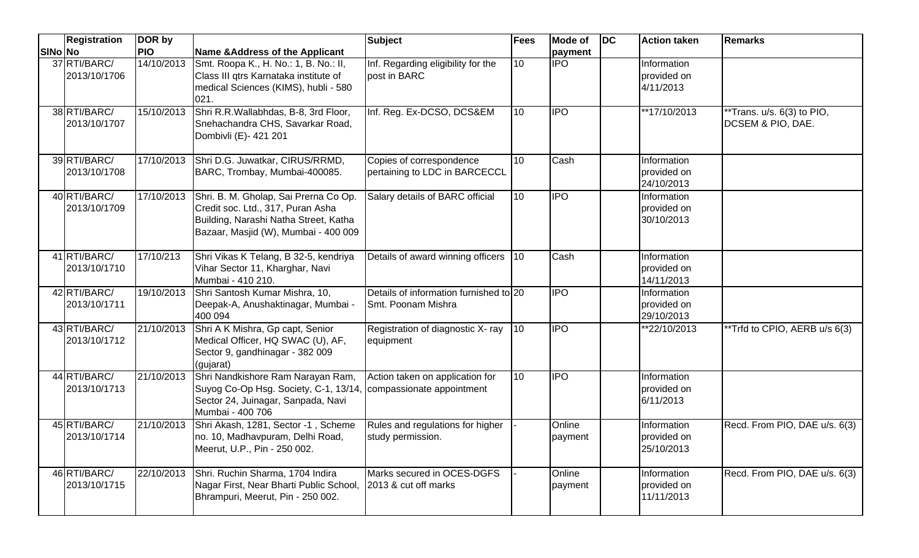| SlNo | Registration No | DOR by PIO | Name &Address of the Applicant | Subject | Fees | Mode of payment | DC | Action taken | Remarks |
|---|---|---|---|---|---|---|---|---|---|
| 37 | RTI/BARC/ 2013/10/1706 | 14/10/2013 | Smt. Roopa K., H. No.: 1, B. No.: II, Class III qtrs Karnataka institute of medical Sciences (KIMS), hubli - 580 021. | Inf. Regarding eligibility for the post in BARC | 10 | IPO | | Information provided on 4/11/2013 | |
| 38 | RTI/BARC/ 2013/10/1707 | 15/10/2013 | Shri R.R.Wallabhdas, B-8, 3rd Floor, Snehachandra CHS, Savarkar Road, Dombivli (E)- 421 201 | Inf. Reg. Ex-DCSO, DCS&EM | 10 | IPO | | **17/10/2013 | **Trans. u/s. 6(3) to PIO, DCSEM & PIO, DAE. |
| 39 | RTI/BARC/ 2013/10/1708 | 17/10/2013 | Shri D.G. Juwatkar, CIRUS/RRMD, BARC, Trombay, Mumbai-400085. | Copies of correspondence pertaining to LDC in BARCECCL | 10 | Cash | | Information provided on 24/10/2013 | |
| 40 | RTI/BARC/ 2013/10/1709 | 17/10/2013 | Shri. B. M. Gholap, Sai Prerna Co Op. Credit soc. Ltd., 317, Puran Asha Building, Narashi Natha Street, Katha Bazaar, Masjid (W), Mumbai - 400 009 | Salary details of BARC official | 10 | IPO | | Information provided on 30/10/2013 | |
| 41 | RTI/BARC/ 2013/10/1710 | 17/10/213 | Shri Vikas K Telang, B 32-5, kendriya Vihar Sector 11, Kharghar, Navi Mumbai - 410 210. | Details of award winning officers | 10 | Cash | | Information provided on 14/11/2013 | |
| 42 | RTI/BARC/ 2013/10/1711 | 19/10/2013 | Shri Santosh Kumar Mishra, 10, Deepak-A, Anushaktinagar, Mumbai - 400 094 | Details of information furnished to Smt. Poonam Mishra | 20 | IPO | | Information provided on 29/10/2013 | |
| 43 | RTI/BARC/ 2013/10/1712 | 21/10/2013 | Shri A K Mishra, Gp capt, Senior Medical Officer, HQ SWAC (U), AF, Sector 9, gandhinagar - 382 009 (gujarat) | Registration of diagnostic X- ray equipment | 10 | IPO | | **22/10/2013 | **Trfd to CPIO, AERB u/s 6(3) |
| 44 | RTI/BARC/ 2013/10/1713 | 21/10/2013 | Shri Nandkishore Ram Narayan Ram, Suyog Co-Op Hsg. Society, C-1, 13/14, Sector 24, Juinagar, Sanpada, Navi Mumbai - 400 706 | Action taken on application for compassionate appointment | 10 | IPO | | Information provided on 6/11/2013 | |
| 45 | RTI/BARC/ 2013/10/1714 | 21/10/2013 | Shri Akash, 1281, Sector -1 , Scheme no. 10, Madhavpuram, Delhi Road, Meerut, U.P., Pin - 250 002. | Rules and regulations for higher study permission. | - | Online payment | | Information provided on 25/10/2013 | Recd. From PIO, DAE u/s. 6(3) |
| 46 | RTI/BARC/ 2013/10/1715 | 22/10/2013 | Shri. Ruchin Sharma, 1704 Indira Nagar First, Near Bharti Public School, Bhrampuri, Meerut, Pin - 250 002. | Marks secured in OCES-DGFS 2013 & cut off marks | - | Online payment | | Information provided on 11/11/2013 | Recd. From PIO, DAE u/s. 6(3) |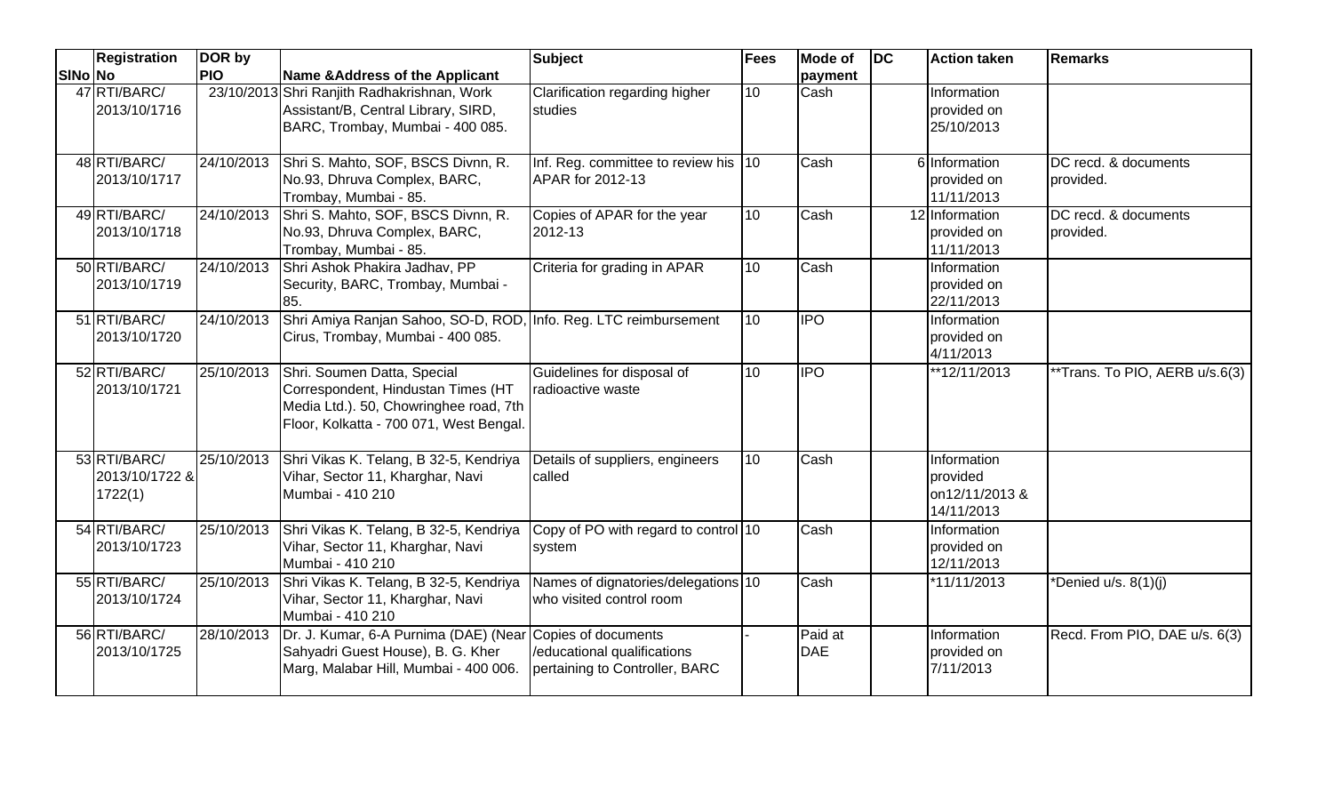| SlNo | Registration No | DOR by PIO | Name &Address of the Applicant | Subject | Fees | Mode of payment | DC | Action taken | Remarks |
|---|---|---|---|---|---|---|---|---|---|
| 47 | RTI/BARC/ 2013/10/1716 | 23/10/2013 | Shri Ranjith Radhakrishnan, Work Assistant/B, Central Library, SIRD, BARC, Trombay, Mumbai - 400 085. | Clarification regarding higher studies | 10 | Cash | | Information provided on 25/10/2013 | |
| 48 | RTI/BARC/ 2013/10/1717 | 24/10/2013 | Shri S. Mahto, SOF, BSCS Divnn, R. No.93, Dhruva Complex, BARC, Trombay, Mumbai - 85. | Inf. Reg. committee to review his APAR for 2012-13 | 10 | Cash | 6 | Information provided on 11/11/2013 | DC recd. & documents provided. |
| 49 | RTI/BARC/ 2013/10/1718 | 24/10/2013 | Shri S. Mahto, SOF, BSCS Divnn, R. No.93, Dhruva Complex, BARC, Trombay, Mumbai - 85. | Copies of APAR for the year 2012-13 | 10 | Cash | 12 | Information provided on 11/11/2013 | DC recd. & documents provided. |
| 50 | RTI/BARC/ 2013/10/1719 | 24/10/2013 | Shri Ashok Phakira Jadhav, PP Security, BARC, Trombay, Mumbai - 85. | Criteria for grading in APAR | 10 | Cash | | Information provided on 22/11/2013 | |
| 51 | RTI/BARC/ 2013/10/1720 | 24/10/2013 | Shri Amiya Ranjan Sahoo, SO-D, ROD, Cirus, Trombay, Mumbai - 400 085. | Info. Reg. LTC reimbursement | 10 | IPO | | Information provided on 4/11/2013 | |
| 52 | RTI/BARC/ 2013/10/1721 | 25/10/2013 | Shri. Soumen Datta, Special Correspondent, Hindustan Times (HT Media Ltd.). 50, Chowringhee road, 7th Floor, Kolkatta - 700 071, West Bengal. | Guidelines for disposal of radioactive waste | 10 | IPO | | **12/11/2013 | **Trans. To PIO, AERB u/s.6(3) |
| 53 | RTI/BARC/ 2013/10/1722 & 1722(1) | 25/10/2013 | Shri Vikas K. Telang, B 32-5, Kendriya Vihar, Sector 11, Kharghar, Navi Mumbai - 410 210 | Details of suppliers, engineers called | 10 | Cash | | Information provided on12/11/2013 & 14/11/2013 | |
| 54 | RTI/BARC/ 2013/10/1723 | 25/10/2013 | Shri Vikas K. Telang, B 32-5, Kendriya Vihar, Sector 11, Kharghar, Navi Mumbai - 410 210 | Copy of PO with regard to control system | 10 | Cash | | Information provided on 12/11/2013 | |
| 55 | RTI/BARC/ 2013/10/1724 | 25/10/2013 | Shri Vikas K. Telang, B 32-5, Kendriya Vihar, Sector 11, Kharghar, Navi Mumbai - 410 210 | Names of dignatories/delegations who visited control room | 10 | Cash | | *11/11/2013 | *Denied u/s. 8(1)(j) |
| 56 | RTI/BARC/ 2013/10/1725 | 28/10/2013 | Dr. J. Kumar, 6-A Purnima (DAE) (Near Sahyadri Guest House), B. G. Kher Marg, Malabar Hill, Mumbai - 400 006. | Copies of documents /educational qualifications pertaining to Controller, BARC | - | Paid at DAE | | Information provided on 7/11/2013 | Recd. From PIO, DAE u/s. 6(3) |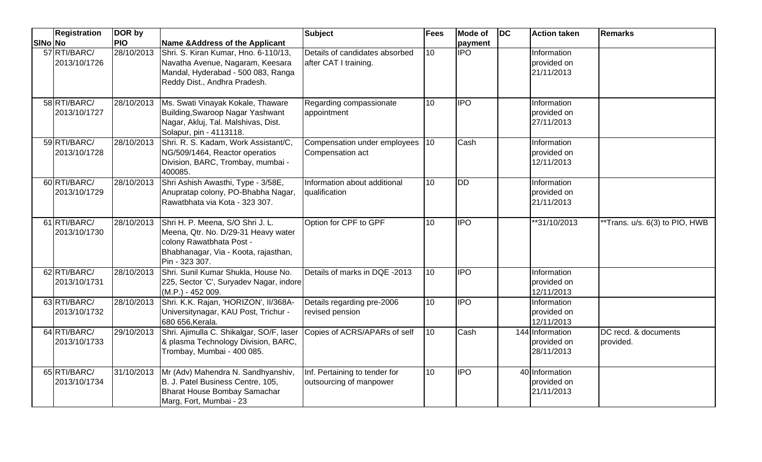| SlNo | Registration No | DOR by PIO | Name &Address of the Applicant | Subject | Fees | Mode of payment | DC | Action taken | Remarks |
|---|---|---|---|---|---|---|---|---|---|
| 57 | RTI/BARC/ 2013/10/1726 | 28/10/2013 | Shri. S. Kiran Kumar, Hno. 6-110/13, Navatha Avenue, Nagaram, Keesara Mandal, Hyderabad - 500 083, Ranga Reddy Dist., Andhra Pradesh. | Details of candidates absorbed after CAT I training. | 10 | IPO | | Information provided on 21/11/2013 | |
| 58 | RTI/BARC/ 2013/10/1727 | 28/10/2013 | Ms. Swati Vinayak Kokale, Thaware Building,Swaroop Nagar Yashwant Nagar, Akluj, Tal. Malshivas, Dist. Solapur, pin - 4113118. | Regarding compassionate appointment | 10 | IPO | | Information provided on 27/11/2013 | |
| 59 | RTI/BARC/ 2013/10/1728 | 28/10/2013 | Shri. R. S. Kadam, Work Assistant/C, NG/509/1464, Reactor operatios Division, BARC, Trombay, mumbai - 400085. | Compensation under employees Compensation act | 10 | Cash | | Information provided on 12/11/2013 | |
| 60 | RTI/BARC/ 2013/10/1729 | 28/10/2013 | Shri Ashish Awasthi, Type - 3/58E, Anupratap colony, PO-Bhabha Nagar, Rawatbhata via Kota - 323 307. | Information about additional qualification | 10 | DD | | Information provided on 21/11/2013 | |
| 61 | RTI/BARC/ 2013/10/1730 | 28/10/2013 | Shri H. P. Meena, S/O Shri J. L. Meena, Qtr. No. D/29-31 Heavy water colony Rawatbhata Post - Bhabhanagar, Via - Koota, rajasthan, Pin - 323 307. | Option for CPF to GPF | 10 | IPO | | **31/10/2013 | **Trans. u/s. 6(3) to PIO, HWB |
| 62 | RTI/BARC/ 2013/10/1731 | 28/10/2013 | Shri. Sunil Kumar Shukla, House No. 225, Sector 'C', Suryadev Nagar, indore (M.P.) - 452 009. | Details of marks in DQE -2013 | 10 | IPO | | Information provided on 12/11/2013 | |
| 63 | RTI/BARC/ 2013/10/1732 | 28/10/2013 | Shri. K.K. Rajan, 'HORIZON', II/368A-Universitynagar, KAU Post, Trichur - 680 656,Kerala. | Details regarding pre-2006 revised pension | 10 | IPO | | Information provided on 12/11/2013 | |
| 64 | RTI/BARC/ 2013/10/1733 | 29/10/2013 | Shri. Ajimulla C. Shikalgar, SO/F, laser & plasma Technology Division, BARC, Trombay, Mumbai - 400 085. | Copies of ACRS/APARs of self | 10 | Cash | 144 | Information provided on 28/11/2013 | DC recd. & documents provided. |
| 65 | RTI/BARC/ 2013/10/1734 | 31/10/2013 | Mr (Adv) Mahendra N. Sandhyanshiv, B. J. Patel Business Centre, 105, Bharat House Bombay Samachar Marg, Fort, Mumbai - 23 | Inf. Pertaining to tender for outsourcing of manpower | 10 | IPO | 40 | Information provided on 21/11/2013 | |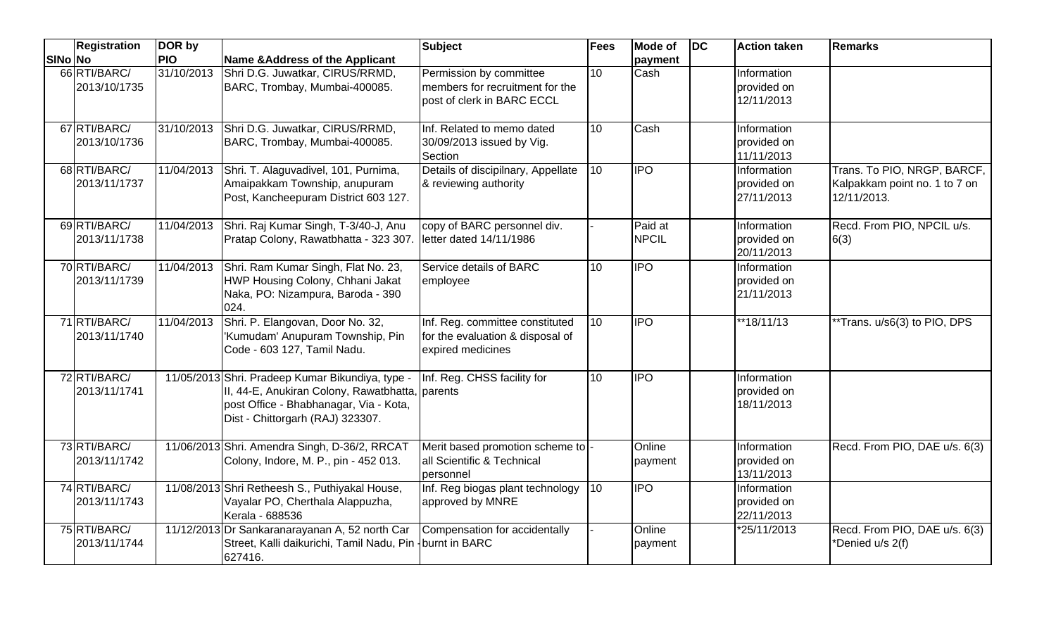| SINo | Registration No | DOR by PIO | Name &Address of the Applicant | Subject | Fees | Mode of payment | DC | Action taken | Remarks |
|---|---|---|---|---|---|---|---|---|---|
| 66 | RTI/BARC/ 2013/10/1735 | 31/10/2013 | Shri D.G. Juwatkar, CIRUS/RRMD, BARC, Trombay, Mumbai-400085. | Permission by committee members for recruitment for the post of clerk in BARC ECCL | 10 | Cash | | Information provided on 12/11/2013 | |
| 67 | RTI/BARC/ 2013/10/1736 | 31/10/2013 | Shri D.G. Juwatkar, CIRUS/RRMD, BARC, Trombay, Mumbai-400085. | Inf. Related to memo dated 30/09/2013 issued by Vig. Section | 10 | Cash | | Information provided on 11/11/2013 | |
| 68 | RTI/BARC/ 2013/11/1737 | 11/04/2013 | Shri. T. Alaguvadivel, 101, Purnima, Amaipakkam Township, anupuram Post, Kancheepuram District 603 127. | Details of discipilnary, Appellate & reviewing authority | 10 | IPO | | Information provided on 27/11/2013 | Trans. To PIO, NRGP, BARCF, Kalpakkam point no. 1 to 7 on 12/11/2013. |
| 69 | RTI/BARC/ 2013/11/1738 | 11/04/2013 | Shri. Raj Kumar Singh, T-3/40-J, Anu Pratap Colony, Rawatbhatta - 323 307. | copy of BARC personnel div. letter dated 14/11/1986 | - | Paid at NPCIL | | Information provided on 20/11/2013 | Recd. From PIO, NPCIL u/s. 6(3) |
| 70 | RTI/BARC/ 2013/11/1739 | 11/04/2013 | Shri. Ram Kumar Singh, Flat No. 23, HWP Housing Colony, Chhani Jakat Naka, PO: Nizampura, Baroda - 390 024. | Service details of BARC employee | 10 | IPO | | Information provided on 21/11/2013 | |
| 71 | RTI/BARC/ 2013/11/1740 | 11/04/2013 | Shri. P. Elangovan, Door No. 32, 'Kumudam' Anupuram Township, Pin Code - 603 127, Tamil Nadu. | Inf. Reg. committee constituted for the evaluation & disposal of expired medicines | 10 | IPO | | **18/11/13 | **Trans. u/s6(3) to PIO, DPS |
| 72 | RTI/BARC/ 2013/11/1741 | 11/05/2013 | Shri. Pradeep Kumar Bikundiya, type - II, 44-E, Anukiran Colony, Rawatbhatta, post Office - Bhabhanagar, Via - Kota, Dist - Chittorgarh (RAJ) 323307. | Inf. Reg. CHSS facility for parents | 10 | IPO | | Information provided on 18/11/2013 | |
| 73 | RTI/BARC/ 2013/11/1742 | 11/06/2013 | Shri. Amendra Singh, D-36/2, RRCAT Colony, Indore, M. P., pin - 452 013. | Merit based promotion scheme to all Scientific & Technical personnel | - | Online payment | | Information provided on 13/11/2013 | Recd. From PIO, DAE u/s. 6(3) |
| 74 | RTI/BARC/ 2013/11/1743 | 11/08/2013 | Shri Retheesh S., Puthiyakal House, Vayalar PO, Cherthala Alappuzha, Kerala - 688536 | Inf. Reg biogas plant technology approved by MNRE | 10 | IPO | | Information provided on 22/11/2013 | |
| 75 | RTI/BARC/ 2013/11/1744 | 11/12/2013 | Dr Sankaranarayanan A, 52 north Car Street, Kalli daikurichi, Tamil Nadu, Pin - 627416. | Compensation for accidentally burnt in BARC | - | Online payment | | *25/11/2013 | Recd. From PIO, DAE u/s. 6(3) *Denied u/s 2(f) |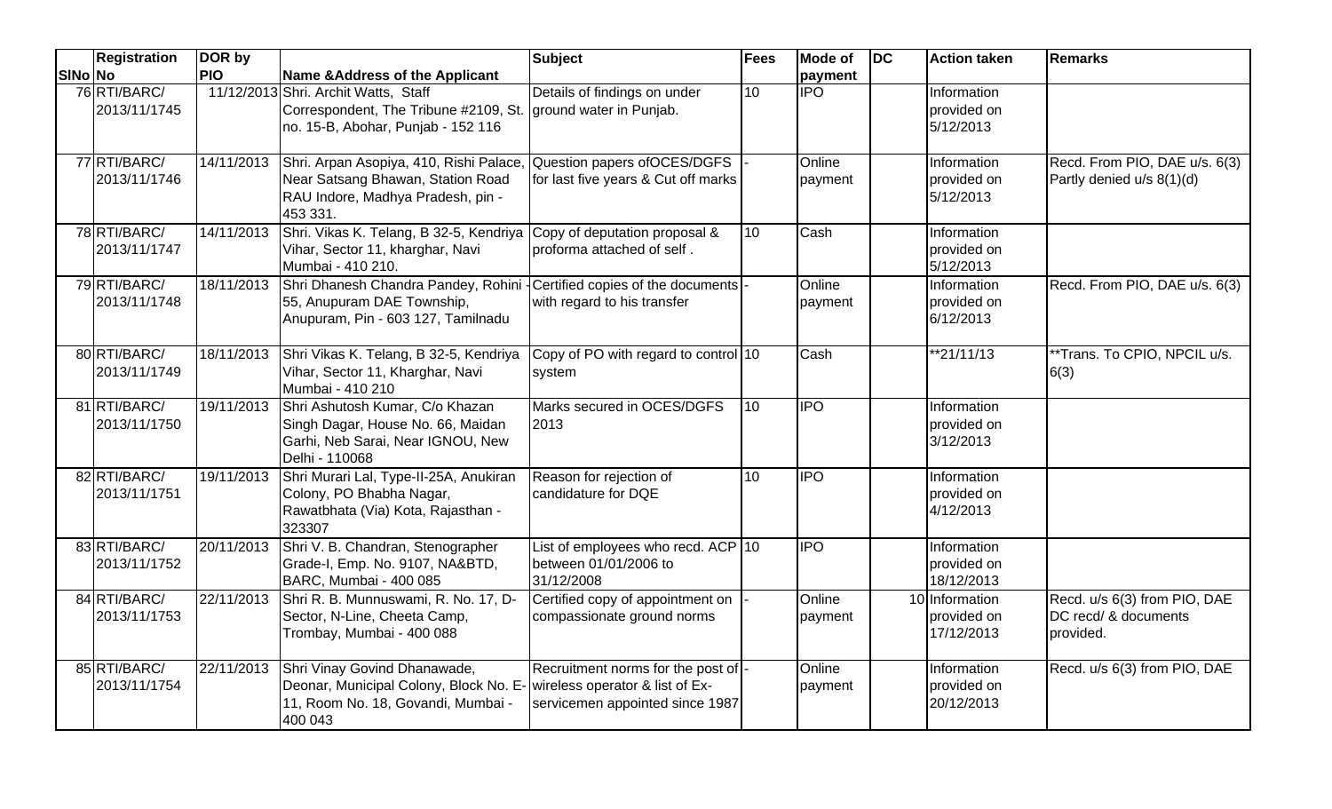| SlNo | Registration No | DOR by PIO | Name &Address of the Applicant | Subject | Fees | Mode of payment | DC | Action taken | Remarks |
|---|---|---|---|---|---|---|---|---|---|
| 76 | RTI/BARC/ 2013/11/1745 | 11/12/2013 | Shri. Archit Watts, Staff Correspondent, The Tribune #2109, St. no. 15-B, Abohar, Punjab - 152 116 | Details of findings on under ground water in Punjab. | 10 | IPO | | Information provided on 5/12/2013 | |
| 77 | RTI/BARC/ 2013/11/1746 | 14/11/2013 | Shri. Arpan Asopiya, 410, Rishi Palace, Near Satsang Bhawan, Station Road RAU Indore, Madhya Pradesh, pin - 453 331. | Question papers ofOCES/DGFS for last five years & Cut off marks | - | Online payment | | Information provided on 5/12/2013 | Recd. From PIO, DAE u/s. 6(3) Partly denied u/s 8(1)(d) |
| 78 | RTI/BARC/ 2013/11/1747 | 14/11/2013 | Shri. Vikas K. Telang, B 32-5, Kendriya Vihar, Sector 11, kharghar, Navi Mumbai - 410 210. | Copy of deputation proposal & proforma attached of self . | 10 | Cash | | Information provided on 5/12/2013 | |
| 79 | RTI/BARC/ 2013/11/1748 | 18/11/2013 | Shri Dhanesh Chandra Pandey, Rohini - 55, Anupuram DAE Township, Anupuram, Pin - 603 127, Tamilnadu | Certified copies of the documents with regard to his transfer | - | Online payment | | Information provided on 6/12/2013 | Recd. From PIO, DAE u/s. 6(3) |
| 80 | RTI/BARC/ 2013/11/1749 | 18/11/2013 | Shri Vikas K. Telang, B 32-5, Kendriya Vihar, Sector 11, Kharghar, Navi Mumbai - 410 210 | Copy of PO with regard to control system | 10 | Cash | | **21/11/13 | **Trans. To CPIO, NPCIL u/s. 6(3) |
| 81 | RTI/BARC/ 2013/11/1750 | 19/11/2013 | Shri Ashutosh Kumar, C/o Khazan Singh Dagar, House No. 66, Maidan Garhi, Neb Sarai, Near IGNOU, New Delhi - 110068 | Marks secured in OCES/DGFS 2013 | 10 | IPO | | Information provided on 3/12/2013 | |
| 82 | RTI/BARC/ 2013/11/1751 | 19/11/2013 | Shri Murari Lal, Type-II-25A, Anukiran Colony, PO Bhabha Nagar, Rawatbhata (Via) Kota, Rajasthan - 323307 | Reason for rejection of candidature for DQE | 10 | IPO | | Information provided on 4/12/2013 | |
| 83 | RTI/BARC/ 2013/11/1752 | 20/11/2013 | Shri V. B. Chandran, Stenographer Grade-I, Emp. No. 9107, NA&BTD, BARC, Mumbai - 400 085 | List of employees who recd. ACP between 01/01/2006 to 31/12/2008 | 10 | IPO | | Information provided on 18/12/2013 | |
| 84 | RTI/BARC/ 2013/11/1753 | 22/11/2013 | Shri R. B. Munnuswami, R. No. 17, D-Sector, N-Line, Cheeta Camp, Trombay, Mumbai - 400 088 | Certified copy of appointment on compassionate ground norms | - | Online payment | 10 | Information provided on 17/12/2013 | Recd. u/s 6(3) from PIO, DAE DC recd/ & documents provided. |
| 85 | RTI/BARC/ 2013/11/1754 | 22/11/2013 | Shri Vinay Govind Dhanawade, Deonar, Municipal Colony, Block No. E-11, Room No. 18, Govandi, Mumbai - 400 043 | Recruitment norms for the post of wireless operator & list of Ex-servicemen appointed since 1987 | - | Online payment | | Information provided on 20/12/2013 | Recd. u/s 6(3) from PIO, DAE |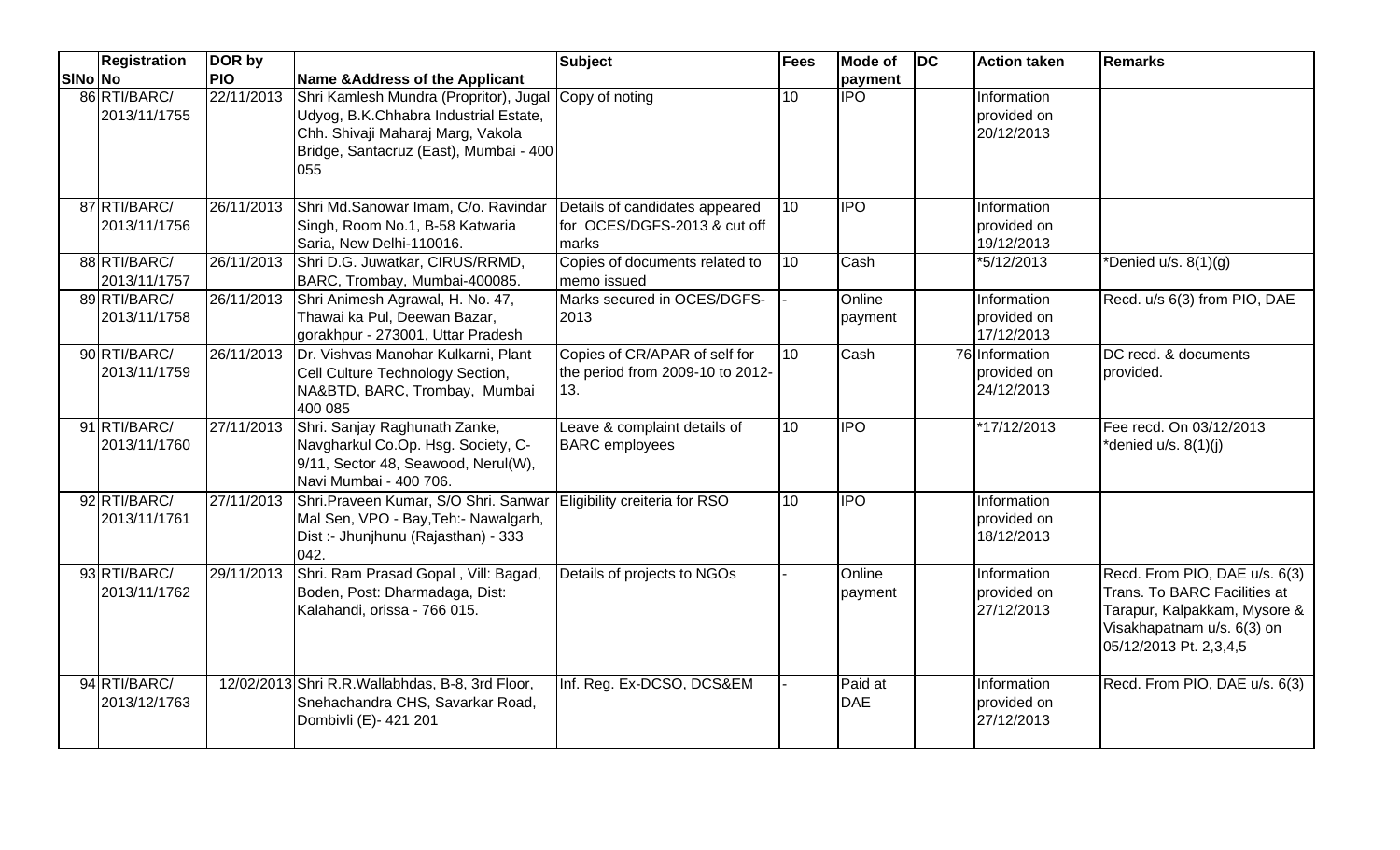| SlNo | Registration No | DOR by PIO | Name &Address of the Applicant | Subject | Fees | Mode of payment | DC | Action taken | Remarks |
|---|---|---|---|---|---|---|---|---|---|
| 86 | RTI/BARC/ 2013/11/1755 | 22/11/2013 | Shri Kamlesh Mundra (Propritor), Jugal Udyog, B.K.Chhabra Industrial Estate, Chh. Shivaji Maharaj Marg, Vakola Bridge, Santacruz (East), Mumbai - 400 055 | Copy of noting | 10 | IPO | | Information provided on 20/12/2013 | |
| 87 | RTI/BARC/ 2013/11/1756 | 26/11/2013 | Shri Md.Sanowar Imam, C/o. Ravindar Singh, Room No.1, B-58 Katwaria Saria, New Delhi-110016. | Details of candidates appeared for OCES/DGFS-2013 & cut off marks | 10 | IPO | | Information provided on 19/12/2013 | |
| 88 | RTI/BARC/ 2013/11/1757 | 26/11/2013 | Shri D.G. Juwatkar, CIRUS/RRMD, BARC, Trombay, Mumbai-400085. | Copies of documents related to memo issued | 10 | Cash | | *5/12/2013 | *Denied u/s. 8(1)(g) |
| 89 | RTI/BARC/ 2013/11/1758 | 26/11/2013 | Shri Animesh Agrawal, H. No. 47, Thawai ka Pul, Deewan Bazar, gorakhpur - 273001, Uttar Pradesh | Marks secured in OCES/DGFS-2013 | - | Online payment | | Information provided on 17/12/2013 | Recd. u/s 6(3) from PIO, DAE |
| 90 | RTI/BARC/ 2013/11/1759 | 26/11/2013 | Dr. Vishvas Manohar Kulkarni, Plant Cell Culture Technology Section, NA&BTD, BARC, Trombay, Mumbai 400 085 | Copies of CR/APAR of self for the period from 2009-10 to 2012-13. | 10 | Cash | 76 | Information provided on 24/12/2013 | DC recd. & documents provided. |
| 91 | RTI/BARC/ 2013/11/1760 | 27/11/2013 | Shri. Sanjay Raghunath Zanke, Navgharkul Co.Op. Hsg. Society, C-9/11, Sector 48, Seawood, Nerul(W), Navi Mumbai - 400 706. | Leave & complaint details of BARC employees | 10 | IPO | | *17/12/2013 | Fee recd. On 03/12/2013 *denied u/s. 8(1)(j) |
| 92 | RTI/BARC/ 2013/11/1761 | 27/11/2013 | Shri.Praveen Kumar, S/O Shri. Sanwar Mal Sen, VPO - Bay,Teh:- Nawalgarh, Dist :- Jhunjhunu (Rajasthan) - 333 042. | Eligibility creiteria for RSO | 10 | IPO | | Information provided on 18/12/2013 | |
| 93 | RTI/BARC/ 2013/11/1762 | 29/11/2013 | Shri. Ram Prasad Gopal , Vill: Bagad, Boden, Post: Dharmadaga, Dist: Kalahandi, orissa - 766 015. | Details of projects to NGOs | - | Online payment | | Information provided on 27/12/2013 | Recd. From PIO, DAE u/s. 6(3) Trans. To BARC Facilities at Tarapur, Kalpakkam, Mysore & Visakhapatnam u/s. 6(3) on 05/12/2013 Pt. 2,3,4,5 |
| 94 | RTI/BARC/ 2013/12/1763 | 12/02/2013 | Shri R.R.Wallabhdas, B-8, 3rd Floor, Snehachandra CHS, Savarkar Road, Dombivli (E)- 421 201 | Inf. Reg. Ex-DCSO, DCS&EM | - | Paid at DAE | | Information provided on 27/12/2013 | Recd. From PIO, DAE u/s. 6(3) |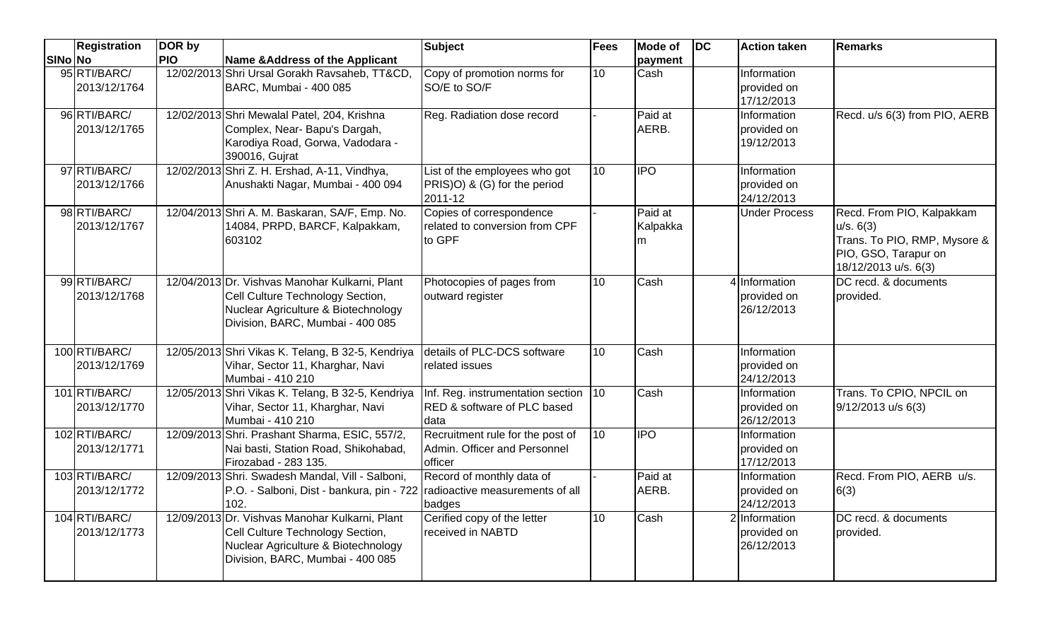| SlNo | Registration No | DOR by PIO | Name &Address of the Applicant | Subject | Fees | Mode of payment | DC | Action taken | Remarks |
|---|---|---|---|---|---|---|---|---|---|
| 95 | RTI/BARC/ 2013/12/1764 | 12/02/2013 | Shri Ursal Gorakh Ravsaheb, TT&CD, BARC, Mumbai - 400 085 | Copy of promotion norms for SO/E to SO/F | 10 | Cash | | Information provided on 17/12/2013 | |
| 96 | RTI/BARC/ 2013/12/1765 | 12/02/2013 | Shri Mewalal Patel, 204, Krishna Complex, Near- Bapu's Dargah, Karodiya Road, Gorwa, Vadodara - 390016, Gujrat | Reg. Radiation dose record | - | Paid at AERB. | | Information provided on 19/12/2013 | Recd. u/s 6(3) from PIO, AERB |
| 97 | RTI/BARC/ 2013/12/1766 | 12/02/2013 | Shri Z. H. Ershad, A-11, Vindhya, Anushakti Nagar, Mumbai - 400 094 | List of the employees who got PRIS)O) & (G) for the period 2011-12 | 10 | IPO | | Information provided on 24/12/2013 | |
| 98 | RTI/BARC/ 2013/12/1767 | 12/04/2013 | Shri A. M. Baskaran, SA/F, Emp. No. 14084, PRPD, BARCF, Kalpakkam, 603102 | Copies of correspondence related to conversion from CPF to GPF | - | Paid at Kalpakkam | | Under Process | Recd. From PIO, Kalpakkam u/s. 6(3) Trans. To PIO, RMP, Mysore & PIO, GSO, Tarapur on 18/12/2013 u/s. 6(3) |
| 99 | RTI/BARC/ 2013/12/1768 | 12/04/2013 | Dr. Vishvas Manohar Kulkarni, Plant Cell Culture Technology Section, Nuclear Agriculture & Biotechnology Division, BARC, Mumbai - 400 085 | Photocopies of pages from outward register | 10 | Cash | 4 | Information provided on 26/12/2013 | DC recd. & documents provided. |
| 100 | RTI/BARC/ 2013/12/1769 | 12/05/2013 | Shri Vikas K. Telang, B 32-5, Kendriya Vihar, Sector 11, Kharghar, Navi Mumbai - 410 210 | details of PLC-DCS software related issues | 10 | Cash | | Information provided on 24/12/2013 | |
| 101 | RTI/BARC/ 2013/12/1770 | 12/05/2013 | Shri Vikas K. Telang, B 32-5, Kendriya Vihar, Sector 11, Kharghar, Navi Mumbai - 410 210 | Inf. Reg. instrumentation section RED & software of PLC based data | 10 | Cash | | Information provided on 26/12/2013 | Trans. To CPIO, NPCIL on 9/12/2013 u/s 6(3) |
| 102 | RTI/BARC/ 2013/12/1771 | 12/09/2013 | Shri. Prashant Sharma, ESIC, 557/2, Nai basti, Station Road, Shikohabad, Firozabad - 283 135. | Recruitment rule for the post of Admin. Officer and Personnel officer | 10 | IPO | | Information provided on 17/12/2013 | |
| 103 | RTI/BARC/ 2013/12/1772 | 12/09/2013 | Shri. Swadesh Mandal, Vill - Salboni, P.O. - Salboni, Dist - bankura, pin - 722 102. | Record of monthly data of radioactive measurements of all badges | - | Paid at AERB. | | Information provided on 24/12/2013 | Recd. From PIO, AERB u/s. 6(3) |
| 104 | RTI/BARC/ 2013/12/1773 | 12/09/2013 | Dr. Vishvas Manohar Kulkarni, Plant Cell Culture Technology Section, Nuclear Agriculture & Biotechnology Division, BARC, Mumbai - 400 085 | Cerified copy of the letter received in NABTD | 10 | Cash | 2 | Information provided on 26/12/2013 | DC recd. & documents provided. |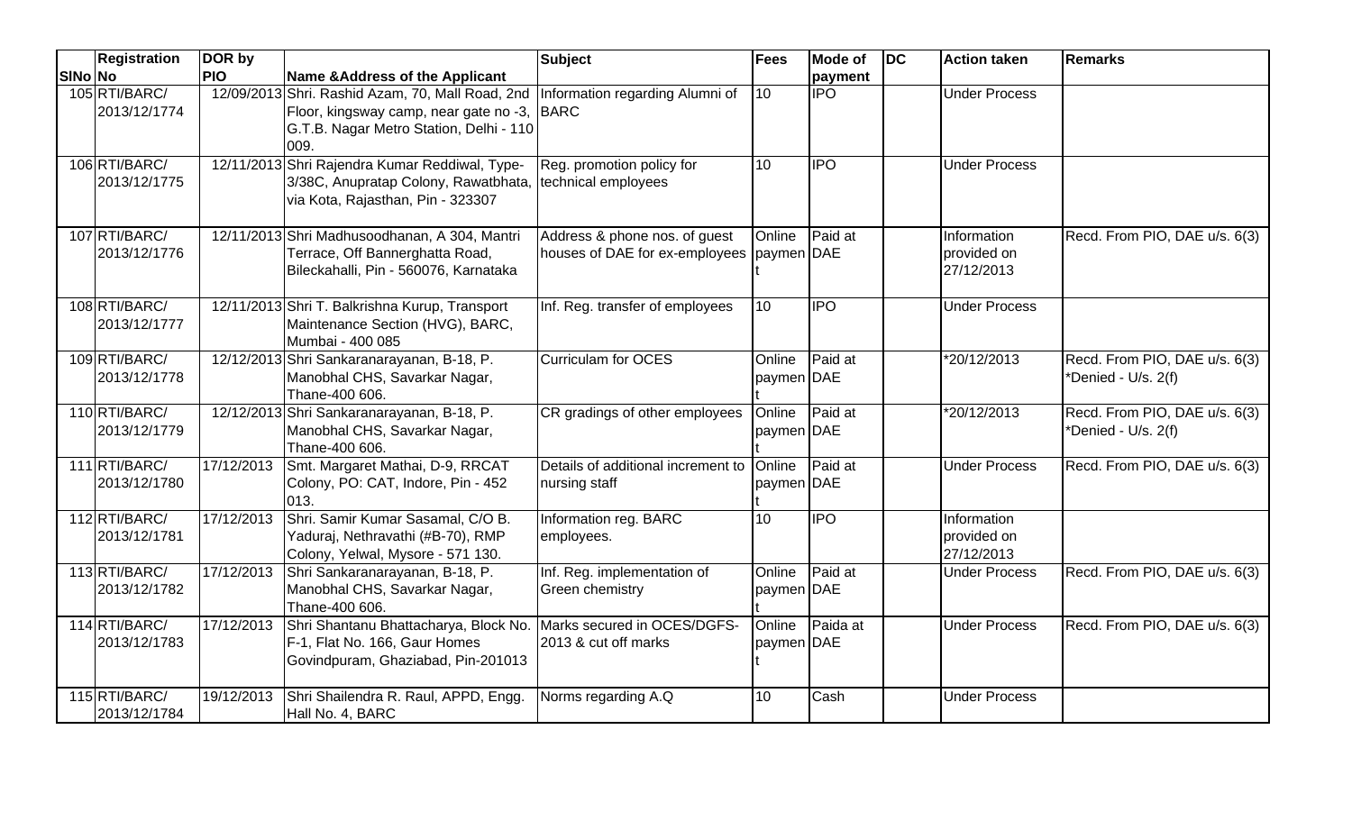| SlNo | Registration No | DOR by PIO | Name &Address of the Applicant | Subject | Fees | Mode of payment | DC | Action taken | Remarks |
|---|---|---|---|---|---|---|---|---|---|
| 105 | RTI/BARC/ 2013/12/1774 | 12/09/2013 | Shri. Rashid Azam, 70, Mall Road, 2nd Floor, kingsway camp, near gate no -3, G.T.B. Nagar Metro Station, Delhi - 110 009. | Information regarding Alumni of BARC | 10 | IPO | | Under Process | |
| 106 | RTI/BARC/ 2013/12/1775 | 12/11/2013 | Shri Rajendra Kumar Reddiwal, Type-3/38C, Anupratap Colony, Rawatbhata, via Kota, Rajasthan, Pin - 323307 | Reg. promotion policy for technical employees | 10 | IPO | | Under Process | |
| 107 | RTI/BARC/ 2013/12/1776 | 12/11/2013 | Shri Madhusoodhanan, A 304, Mantri Terrace, Off Bannerghatta Road, Bileckahalli, Pin - 560076, Karnataka | Address & phone nos. of guest houses of DAE for ex-employees | Online payment | Paid at DAE | | Information provided on 27/12/2013 | Recd. From PIO, DAE u/s. 6(3) |
| 108 | RTI/BARC/ 2013/12/1777 | 12/11/2013 | Shri T. Balkrishna Kurup, Transport Maintenance Section (HVG), BARC, Mumbai - 400 085 | Inf. Reg. transfer of employees | 10 | IPO | | Under Process | |
| 109 | RTI/BARC/ 2013/12/1778 | 12/12/2013 | Shri Sankaranarayanan, B-18, P. Manobhal CHS, Savarkar Nagar, Thane-400 606. | Curriculam for OCES | Online payment | Paid at DAE | | *20/12/2013 | Recd. From PIO, DAE u/s. 6(3) *Denied - U/s. 2(f) |
| 110 | RTI/BARC/ 2013/12/1779 | 12/12/2013 | Shri Sankaranarayanan, B-18, P. Manobhal CHS, Savarkar Nagar, Thane-400 606. | CR gradings of other employees | Online payment | Paid at DAE | | *20/12/2013 | Recd. From PIO, DAE u/s. 6(3) *Denied - U/s. 2(f) |
| 111 | RTI/BARC/ 2013/12/1780 | 17/12/2013 | Smt. Margaret Mathai, D-9, RRCAT Colony, PO: CAT, Indore, Pin - 452 013. | Details of additional increment to nursing staff | Online payment | Paid at DAE | | Under Process | Recd. From PIO, DAE u/s. 6(3) |
| 112 | RTI/BARC/ 2013/12/1781 | 17/12/2013 | Shri. Samir Kumar Sasamal, C/O B. Yaduraj, Nethravathi (#B-70), RMP Colony, Yelwal, Mysore - 571 130. | Information reg. BARC employees. | 10 | IPO | | Information provided on 27/12/2013 | |
| 113 | RTI/BARC/ 2013/12/1782 | 17/12/2013 | Shri Sankaranarayanan, B-18, P. Manobhal CHS, Savarkar Nagar, Thane-400 606. | Inf. Reg. implementation of Green chemistry | Online payment | Paid at DAE | | Under Process | Recd. From PIO, DAE u/s. 6(3) |
| 114 | RTI/BARC/ 2013/12/1783 | 17/12/2013 | Shri Shantanu Bhattacharya, Block No. F-1, Flat No. 166, Gaur Homes Govindpuram, Ghaziabad, Pin-201013 | Marks secured in OCES/DGFS-2013 & cut off marks | Online payment | Paida at DAE | | Under Process | Recd. From PIO, DAE u/s. 6(3) |
| 115 | RTI/BARC/ 2013/12/1784 | 19/12/2013 | Shri Shailendra R. Raul, APPD, Engg. Hall No. 4, BARC | Norms regarding A.Q | 10 | Cash | | Under Process | |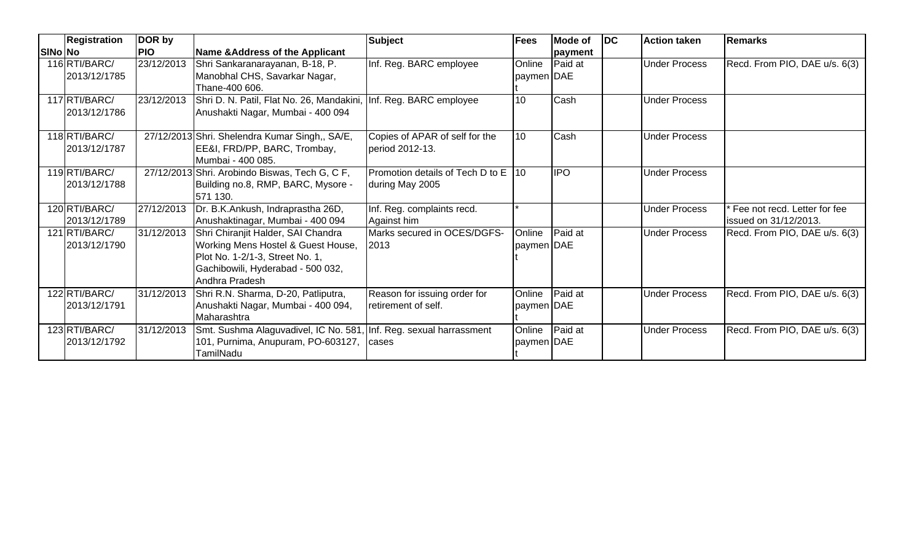| SlNo | Registration No | DOR by PIO | Name &Address of the Applicant | Subject | Fees | Mode of payment | DC | Action taken | Remarks |
|---|---|---|---|---|---|---|---|---|---|
| 116 | RTI/BARC/ 2013/12/1785 | 23/12/2013 | Shri Sankaranarayanan, B-18, P. Manobhal CHS, Savarkar Nagar, Thane-400 606. | Inf. Reg. BARC employee | Online payment | Paid at DAE | | Under Process | Recd. From PIO, DAE u/s. 6(3) |
| 117 | RTI/BARC/ 2013/12/1786 | 23/12/2013 | Shri D. N. Patil, Flat No. 26, Mandakini, Anushakti Nagar, Mumbai - 400 094 | Inf. Reg. BARC employee | 10 | Cash | | Under Process | |
| 118 | RTI/BARC/ 2013/12/1787 | 27/12/2013 | Shri. Shelendra Kumar Singh,, SA/E, EE&I, FRD/PP, BARC, Trombay, Mumbai - 400 085. | Copies of APAR of self for the period 2012-13. | 10 | Cash | | Under Process | |
| 119 | RTI/BARC/ 2013/12/1788 | 27/12/2013 | Shri. Arobindo Biswas, Tech G, C F, Building no.8, RMP, BARC, Mysore - 571 130. | Promotion details of Tech D to E during May 2005 | 10 | IPO | | Under Process | |
| 120 | RTI/BARC/ 2013/12/1789 | 27/12/2013 | Dr. B.K.Ankush, Indraprastha 26D, Anushaktinagar, Mumbai - 400 094 | Inf. Reg. complaints recd. Against him | * | | | Under Process | * Fee not recd. Letter for fee issued on 31/12/2013. |
| 121 | RTI/BARC/ 2013/12/1790 | 31/12/2013 | Shri Chiranjit Halder, SAI Chandra Working Mens Hostel & Guest House, Plot No. 1-2/1-3, Street No. 1, Gachibowili, Hyderabad - 500 032, Andhra Pradesh | Marks secured in OCES/DGFS-2013 | Online payment | Paid at DAE | | Under Process | Recd. From PIO, DAE u/s. 6(3) |
| 122 | RTI/BARC/ 2013/12/1791 | 31/12/2013 | Shri R.N. Sharma, D-20, Patliputra, Anushakti Nagar, Mumbai - 400 094, Maharashtra | Reason for issuing order for retirement of self. | Online payment | Paid at DAE | | Under Process | Recd. From PIO, DAE u/s. 6(3) |
| 123 | RTI/BARC/ 2013/12/1792 | 31/12/2013 | Smt. Sushma Alaguvadivel, IC No. 581, 101, Purnima, Anupuram, PO-603127, TamilNadu | Inf. Reg. sexual harrassment cases | Online payment | Paid at DAE | | Under Process | Recd. From PIO, DAE u/s. 6(3) |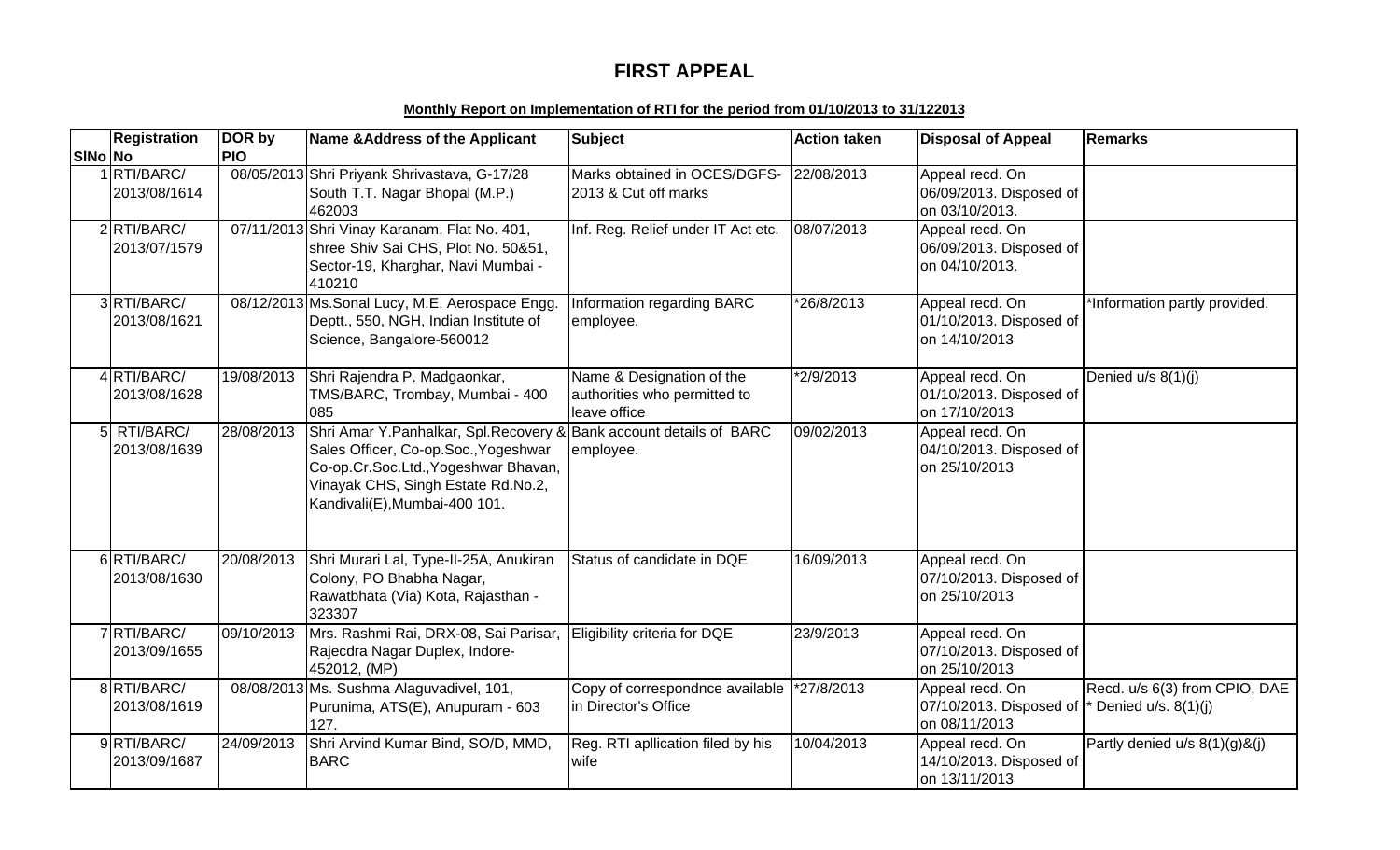# FIRST APPEAL

**Monthly Report on Implementation of RTI for the period from 01/10/2013 to 31/122013**

| SlNo | Registration No | DOR by PIO | Name &Address of the Applicant | Subject | Action taken | Disposal of Appeal | Remarks |
|---|---|---|---|---|---|---|---|
| 1 | RTI/BARC/ 2013/08/1614 | 08/05/2013 | Shri Priyank Shrivastava, G-17/28 South T.T. Nagar Bhopal (M.P.) 462003 | Marks obtained in OCES/DGFS-2013 & Cut off marks | 22/08/2013 | Appeal recd. On 06/09/2013. Disposed of on 03/10/2013. | |
| 2 | RTI/BARC/ 2013/07/1579 | 07/11/2013 | Shri Vinay Karanam, Flat No. 401, shree Shiv Sai CHS, Plot No. 50&51, Sector-19, Kharghar, Navi Mumbai - 410210 | Inf. Reg. Relief under IT Act etc. | 08/07/2013 | Appeal recd. On 06/09/2013. Disposed of on 04/10/2013. | |
| 3 | RTI/BARC/ 2013/08/1621 | 08/12/2013 | Ms.Sonal Lucy, M.E. Aerospace Engg. Deptt., 550, NGH, Indian Institute of Science, Bangalore-560012 | Information regarding BARC employee. | *26/8/2013 | Appeal recd. On 01/10/2013. Disposed of on 14/10/2013 | *Information partly provided. |
| 4 | RTI/BARC/ 2013/08/1628 | 19/08/2013 | Shri Rajendra P. Madgaonkar, TMS/BARC, Trombay, Mumbai - 400 085 | Name & Designation of the authorities who permitted to leave office | *2/9/2013 | Appeal recd. On 01/10/2013. Disposed of on 17/10/2013 | Denied u/s 8(1)(j) |
| 5 | RTI/BARC/ 2013/08/1639 | 28/08/2013 | Shri Amar Y.Panhalkar, Spl.Recovery & Sales Officer, Co-op.Soc.,Yogeshwar Co-op.Cr.Soc.Ltd.,Yogeshwar Bhavan, Vinayak CHS, Singh Estate Rd.No.2, Kandivali(E),Mumbai-400 101. | Bank account details of BARC employee. | 09/02/2013 | Appeal recd. On 04/10/2013. Disposed of on 25/10/2013 | |
| 6 | RTI/BARC/ 2013/08/1630 | 20/08/2013 | Shri Murari Lal, Type-II-25A, Anukiran Colony, PO Bhabha Nagar, Rawatbhata (Via) Kota, Rajasthan - 323307 | Status of candidate in DQE | 16/09/2013 | Appeal recd. On 07/10/2013. Disposed of on 25/10/2013 | |
| 7 | RTI/BARC/ 2013/09/1655 | 09/10/2013 | Mrs. Rashmi Rai, DRX-08, Sai Parisar, Rajecdra Nagar Duplex, Indore-452012, (MP) | Eligibility criteria for DQE | 23/9/2013 | Appeal recd. On 07/10/2013. Disposed of on 25/10/2013 | |
| 8 | RTI/BARC/ 2013/08/1619 | 08/08/2013 | Ms. Sushma Alaguvadivel, 101, Purunima, ATS(E), Anupuram - 603 127. | Copy of correspondnce available in Director's Office | *27/8/2013 | Appeal recd. On 07/10/2013. Disposed of on 08/11/2013 | Recd. u/s 6(3) from CPIO, DAE * Denied u/s. 8(1)(j) |
| 9 | RTI/BARC/ 2013/09/1687 | 24/09/2013 | Shri Arvind Kumar Bind, SO/D, MMD, BARC | Reg. RTI apllication filed by his wife | 10/04/2013 | Appeal recd. On 14/10/2013. Disposed of on 13/11/2013 | Partly denied u/s 8(1)(g)&(j) |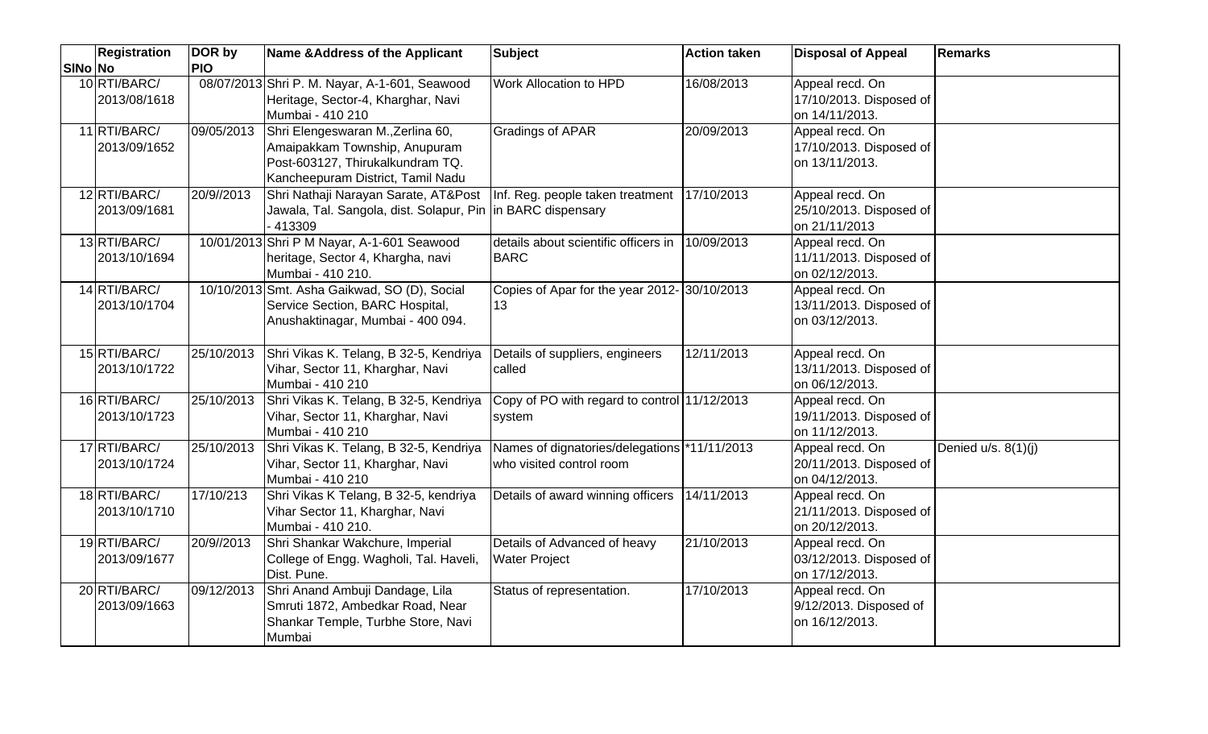| SlNo | Registration No | DOR by PIO | Name &Address of the Applicant | Subject | Action taken | Disposal of Appeal | Remarks |
|---|---|---|---|---|---|---|---|
| 10 | RTI/BARC/ 2013/08/1618 | 08/07/2013 | Shri P. M. Nayar, A-1-601, Seawood Heritage, Sector-4, Kharghar, Navi Mumbai - 410 210 | Work Allocation to HPD | 16/08/2013 | Appeal recd. On 17/10/2013. Disposed of on 14/11/2013. | |
| 11 | RTI/BARC/ 2013/09/1652 | 09/05/2013 | Shri Elengeswaran M.,Zerlina 60, Amaipakkam Township, Anupuram Post-603127, Thirukalkundram TQ. Kancheepuram District, Tamil Nadu | Gradings of APAR | 20/09/2013 | Appeal recd. On 17/10/2013. Disposed of on 13/11/2013. | |
| 12 | RTI/BARC/ 2013/09/1681 | 20/9//2013 | Shri Nathaji Narayan Sarate, AT&Post Jawala, Tal. Sangola, dist. Solapur, Pin - 413309 | Inf. Reg. people taken treatment in BARC dispensary | 17/10/2013 | Appeal recd. On 25/10/2013. Disposed of on 21/11/2013 | |
| 13 | RTI/BARC/ 2013/10/1694 | 10/01/2013 | Shri P M Nayar, A-1-601 Seawood heritage, Sector 4, Khargha, navi Mumbai - 410 210. | details about scientific officers in BARC | 10/09/2013 | Appeal recd. On 11/11/2013. Disposed of on 02/12/2013. | |
| 14 | RTI/BARC/ 2013/10/1704 | 10/10/2013 | Smt. Asha Gaikwad, SO (D), Social Service Section, BARC Hospital, Anushaktinagar, Mumbai - 400 094. | Copies of Apar for the year 2012-13 | 30/10/2013 | Appeal recd. On 13/11/2013. Disposed of on 03/12/2013. | |
| 15 | RTI/BARC/ 2013/10/1722 | 25/10/2013 | Shri Vikas K. Telang, B 32-5, Kendriya Vihar, Sector 11, Kharghar, Navi Mumbai - 410 210 | Details of suppliers, engineers called | 12/11/2013 | Appeal recd. On 13/11/2013. Disposed of on 06/12/2013. | |
| 16 | RTI/BARC/ 2013/10/1723 | 25/10/2013 | Shri Vikas K. Telang, B 32-5, Kendriya Vihar, Sector 11, Kharghar, Navi Mumbai - 410 210 | Copy of PO with regard to control system | 11/12/2013 | Appeal recd. On 19/11/2013. Disposed of on 11/12/2013. | |
| 17 | RTI/BARC/ 2013/10/1724 | 25/10/2013 | Shri Vikas K. Telang, B 32-5, Kendriya Vihar, Sector 11, Kharghar, Navi Mumbai - 410 210 | Names of dignatories/delegations who visited control room | *11/11/2013 | Appeal recd. On 20/11/2013. Disposed of on 04/12/2013. | Denied u/s. 8(1)(j) |
| 18 | RTI/BARC/ 2013/10/1710 | 17/10/213 | Shri Vikas K Telang, B 32-5, kendriya Vihar Sector 11, Kharghar, Navi Mumbai - 410 210. | Details of award winning officers | 14/11/2013 | Appeal recd. On 21/11/2013. Disposed of on 20/12/2013. | |
| 19 | RTI/BARC/ 2013/09/1677 | 20/9//2013 | Shri Shankar Wakchure, Imperial College of Engg. Wagholi, Tal. Haveli, Dist. Pune. | Details of Advanced of heavy Water Project | 21/10/2013 | Appeal recd. On 03/12/2013. Disposed of on 17/12/2013. | |
| 20 | RTI/BARC/ 2013/09/1663 | 09/12/2013 | Shri Anand Ambuji Dandage, Lila Smruti 1872, Ambedkar Road, Near Shankar Temple, Turbhe Store, Navi Mumbai | Status of representation. | 17/10/2013 | Appeal recd. On 9/12/2013. Disposed of on 16/12/2013. | |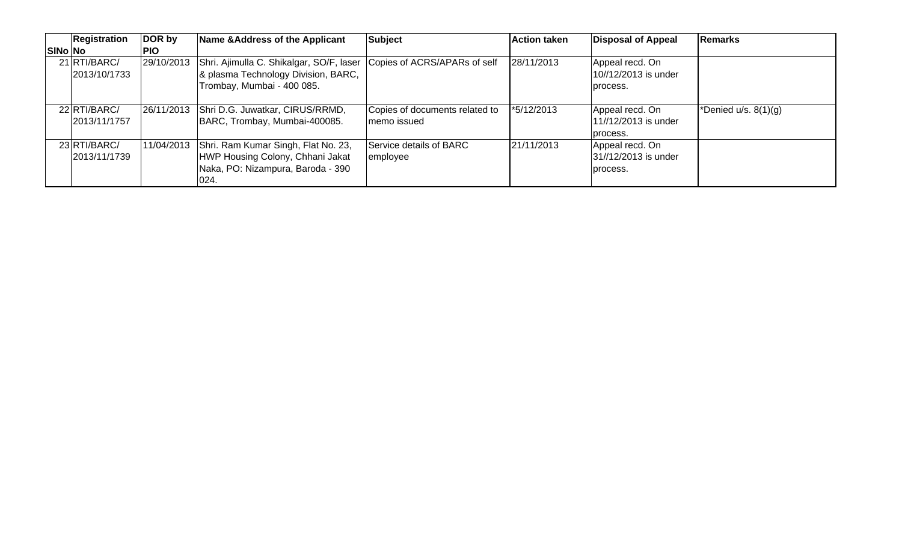| SlNo | Registration No | DOR by PIO | Name &Address of the Applicant | Subject | Action taken | Disposal of Appeal | Remarks |
|---|---|---|---|---|---|---|---|
| 21 | RTI/BARC/ 2013/10/1733 | 29/10/2013 | Shri. Ajimulla C. Shikalgar, SO/F, laser & plasma Technology Division, BARC, Trombay, Mumbai - 400 085. | Copies of ACRS/APARs of self | 28/11/2013 | Appeal recd. On 10//12/2013 is under process. | |
| 22 | RTI/BARC/ 2013/11/1757 | 26/11/2013 | Shri D.G. Juwatkar, CIRUS/RRMD, BARC, Trombay, Mumbai-400085. | Copies of documents related to memo issued | *5/12/2013 | Appeal recd. On 11//12/2013 is under process. | *Denied u/s. 8(1)(g) |
| 23 | RTI/BARC/ 2013/11/1739 | 11/04/2013 | Shri. Ram Kumar Singh, Flat No. 23, HWP Housing Colony, Chhani Jakat Naka, PO: Nizampura, Baroda - 390 024. | Service details of BARC employee | 21/11/2013 | Appeal recd. On 31//12/2013 is under process. | |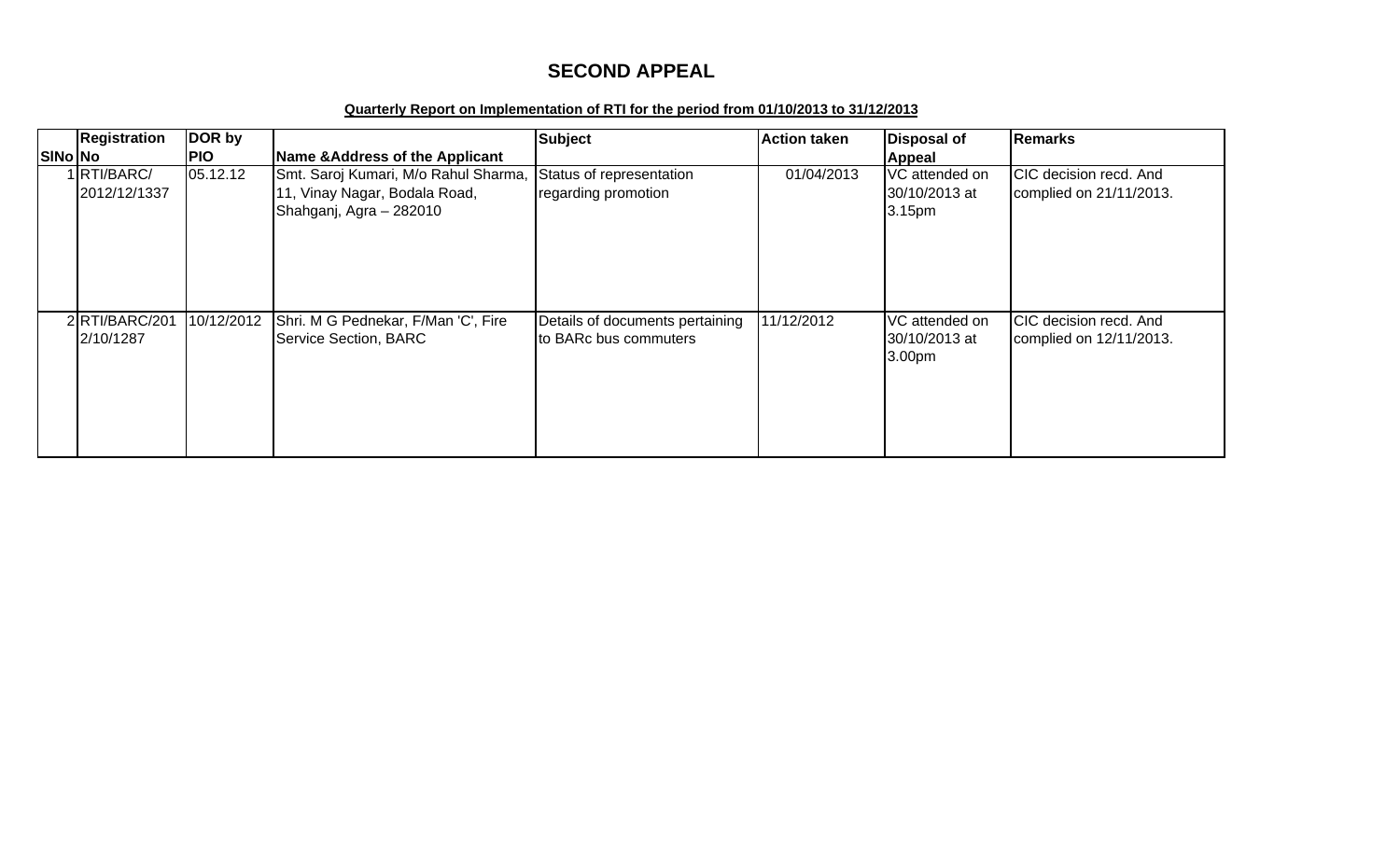# SECOND APPEAL

**Quarterly Report on Implementation of RTI for the period from 01/10/2013 to 31/12/2013**

| SlNo | Registration No | DOR by PIO | Name &Address of the Applicant | Subject | Action taken | Disposal of Appeal | Remarks |
|---|---|---|---|---|---|---|---|
| 1 | RTI/BARC/ 2012/12/1337 | 05.12.12 | Smt. Saroj Kumari, M/o Rahul Sharma, 11, Vinay Nagar, Bodala Road, Shahganj, Agra – 282010 | Status of representation regarding promotion | 01/04/2013 | VC attended on 30/10/2013 at 3.15pm | CIC decision recd. And complied on 21/11/2013. |
| 2 | RTI/BARC/2012/10/1287 | 10/12/2012 | Shri. M G Pednekar, F/Man 'C', Fire Service Section, BARC | Details of documents pertaining to BARc bus commuters | 11/12/2012 | VC attended on 30/10/2013 at 3.00pm | CIC decision recd. And complied on 12/11/2013. |